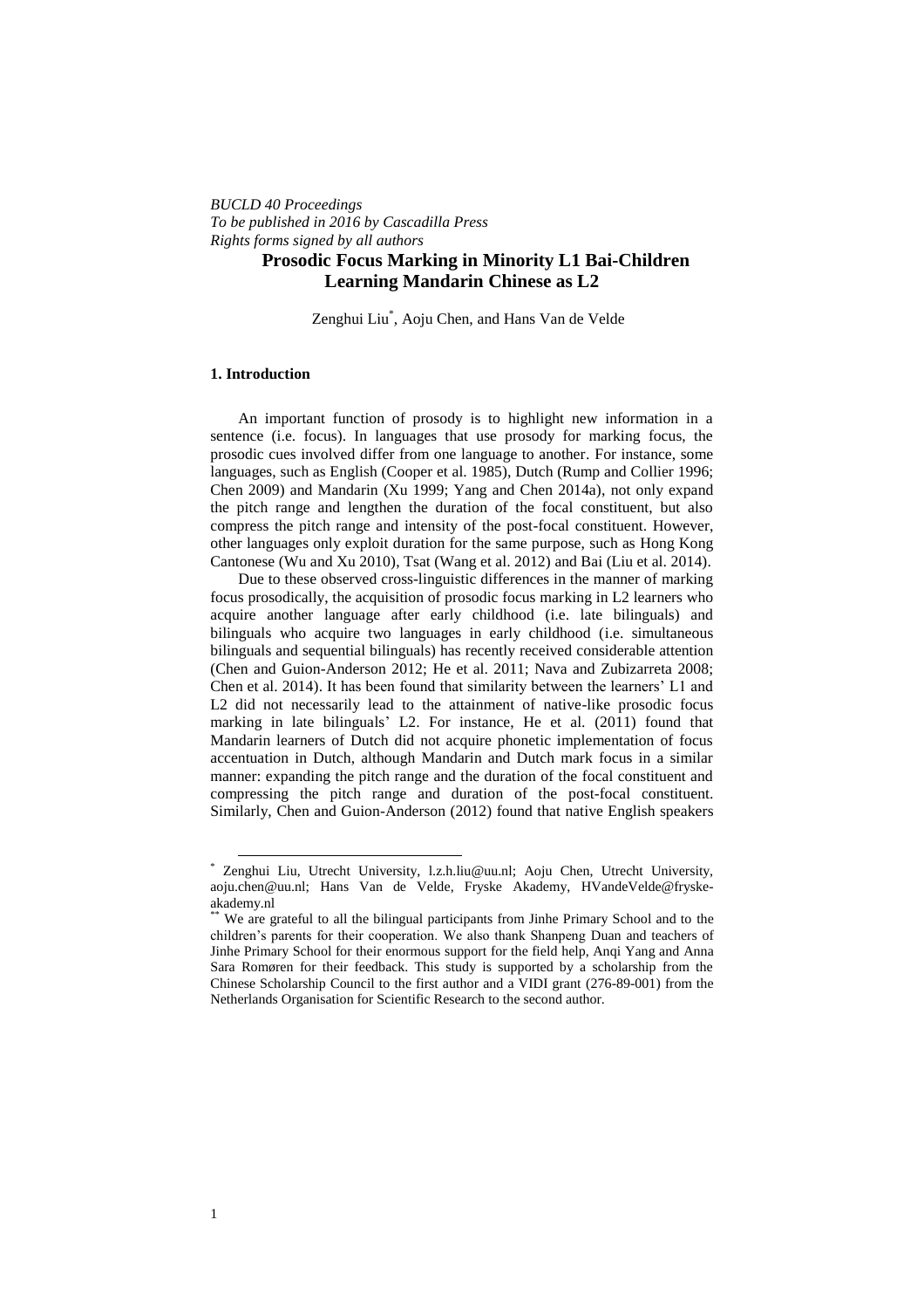*BUCLD 40 Proceedings*
*To be published in 2016 by Cascadilla Press*
*Rights forms signed by all authors*

# Prosodic Focus Marking in Minority L1 Bai-Children Learning Mandarin Chinese as L2

Zenghui Liu[*], Aoju Chen, and Hans Van de Velde

## 1. Introduction

An important function of prosody is to highlight new information in a sentence (i.e. focus). In languages that use prosody for marking focus, the prosodic cues involved differ from one language to another. For instance, some languages, such as English (Cooper et al. 1985), Dutch (Rump and Collier 1996; Chen 2009) and Mandarin (Xu 1999; Yang and Chen 2014a), not only expand the pitch range and lengthen the duration of the focal constituent, but also compress the pitch range and intensity of the post-focal constituent. However, other languages only exploit duration for the same purpose, such as Hong Kong Cantonese (Wu and Xu 2010), Tsat (Wang et al. 2012) and Bai (Liu et al. 2014).

Due to these observed cross-linguistic differences in the manner of marking focus prosodically, the acquisition of prosodic focus marking in L2 learners who acquire another language after early childhood (i.e. late bilinguals) and bilinguals who acquire two languages in early childhood (i.e. simultaneous bilinguals and sequential bilinguals) has recently received considerable attention (Chen and Guion-Anderson 2012; He et al. 2011; Nava and Zubizarreta 2008; Chen et al. 2014). It has been found that similarity between the learners' L1 and L2 did not necessarily lead to the attainment of native-like prosodic focus marking in late bilinguals' L2. For instance, He et al. (2011) found that Mandarin learners of Dutch did not acquire phonetic implementation of focus accentuation in Dutch, although Mandarin and Dutch mark focus in a similar manner: expanding the pitch range and the duration of the focal constituent and compressing the pitch range and duration of the post-focal constituent. Similarly, Chen and Guion-Anderson (2012) found that native English speakers

---

[*] Zenghui Liu, Utrecht University, l.z.h.liu@uu.nl; Aoju Chen, Utrecht University, aoju.chen@uu.nl; Hans Van de Velde, Fryske Akademy, HVandeVelde@fryske-akademy.nl

[**] We are grateful to all the bilingual participants from Jinhe Primary School and to the children's parents for their cooperation. We also thank Shanpeng Duan and teachers of Jinhe Primary School for their enormous support for the field help, Anqi Yang and Anna Sara Romøren for their feedback. This study is supported by a scholarship from the Chinese Scholarship Council to the first author and a VIDI grant (276-89-001) from the Netherlands Organisation for Scientific Research to the second author.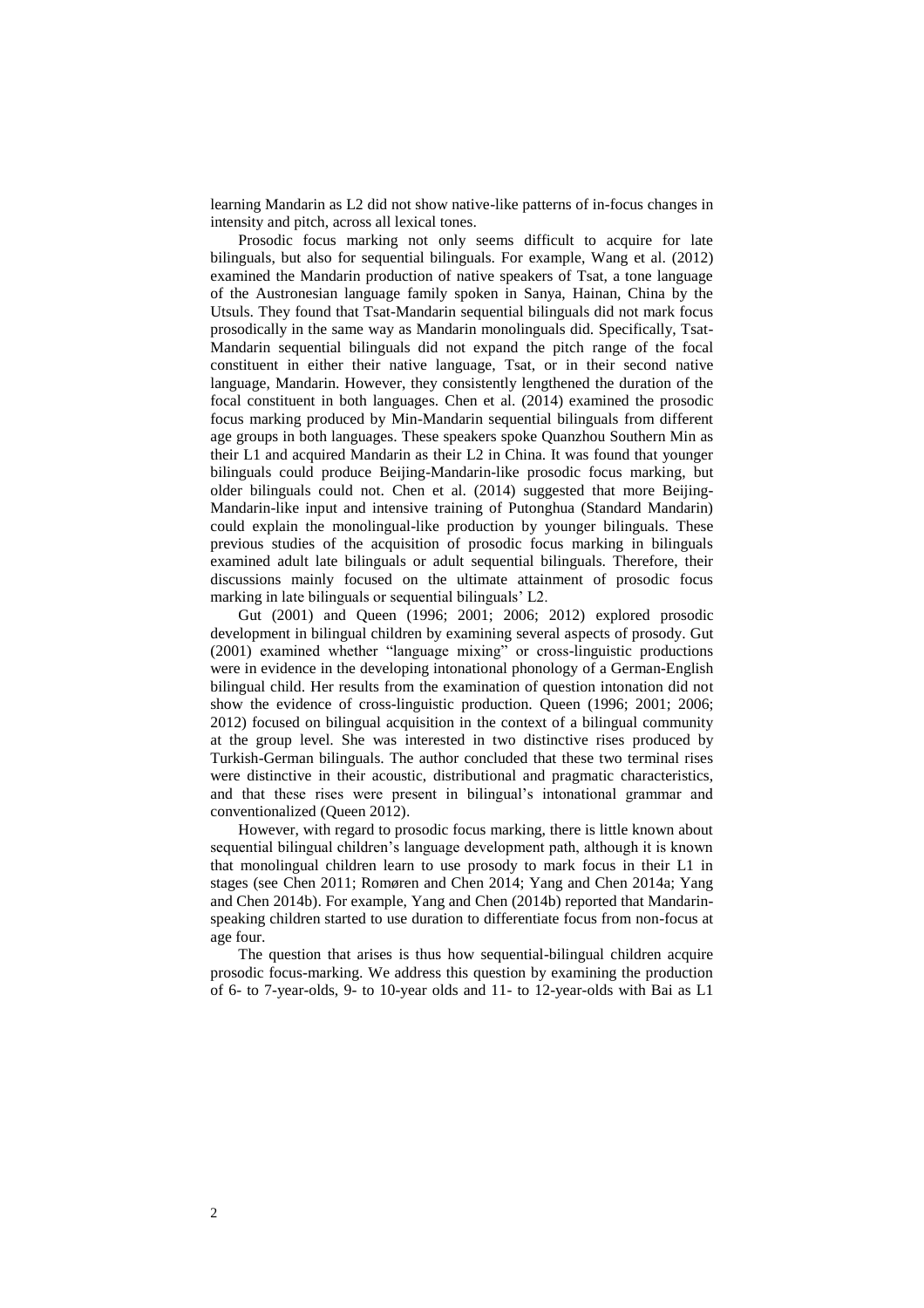learning Mandarin as L2 did not show native-like patterns of in-focus changes in intensity and pitch, across all lexical tones.

Prosodic focus marking not only seems difficult to acquire for late bilinguals, but also for sequential bilinguals. For example, Wang et al. (2012) examined the Mandarin production of native speakers of Tsat, a tone language of the Austronesian language family spoken in Sanya, Hainan, China by the Utsuls. They found that Tsat-Mandarin sequential bilinguals did not mark focus prosodically in the same way as Mandarin monolinguals did. Specifically, Tsat-Mandarin sequential bilinguals did not expand the pitch range of the focal constituent in either their native language, Tsat, or in their second native language, Mandarin. However, they consistently lengthened the duration of the focal constituent in both languages. Chen et al. (2014) examined the prosodic focus marking produced by Min-Mandarin sequential bilinguals from different age groups in both languages. These speakers spoke Quanzhou Southern Min as their L1 and acquired Mandarin as their L2 in China. It was found that younger bilinguals could produce Beijing-Mandarin-like prosodic focus marking, but older bilinguals could not. Chen et al. (2014) suggested that more Beijing-Mandarin-like input and intensive training of Putonghua (Standard Mandarin) could explain the monolingual-like production by younger bilinguals. These previous studies of the acquisition of prosodic focus marking in bilinguals examined adult late bilinguals or adult sequential bilinguals. Therefore, their discussions mainly focused on the ultimate attainment of prosodic focus marking in late bilinguals or sequential bilinguals' L2.

Gut (2001) and Queen (1996; 2001; 2006; 2012) explored prosodic development in bilingual children by examining several aspects of prosody. Gut (2001) examined whether "language mixing" or cross-linguistic productions were in evidence in the developing intonational phonology of a German-English bilingual child. Her results from the examination of question intonation did not show the evidence of cross-linguistic production. Queen (1996; 2001; 2006; 2012) focused on bilingual acquisition in the context of a bilingual community at the group level. She was interested in two distinctive rises produced by Turkish-German bilinguals. The author concluded that these two terminal rises were distinctive in their acoustic, distributional and pragmatic characteristics, and that these rises were present in bilingual's intonational grammar and conventionalized (Queen 2012).

However, with regard to prosodic focus marking, there is little known about sequential bilingual children's language development path, although it is known that monolingual children learn to use prosody to mark focus in their L1 in stages (see Chen 2011; Romøren and Chen 2014; Yang and Chen 2014a; Yang and Chen 2014b). For example, Yang and Chen (2014b) reported that Mandarin-speaking children started to use duration to differentiate focus from non-focus at age four.

The question that arises is thus how sequential-bilingual children acquire prosodic focus-marking. We address this question by examining the production of 6- to 7-year-olds, 9- to 10-year olds and 11- to 12-year-olds with Bai as L1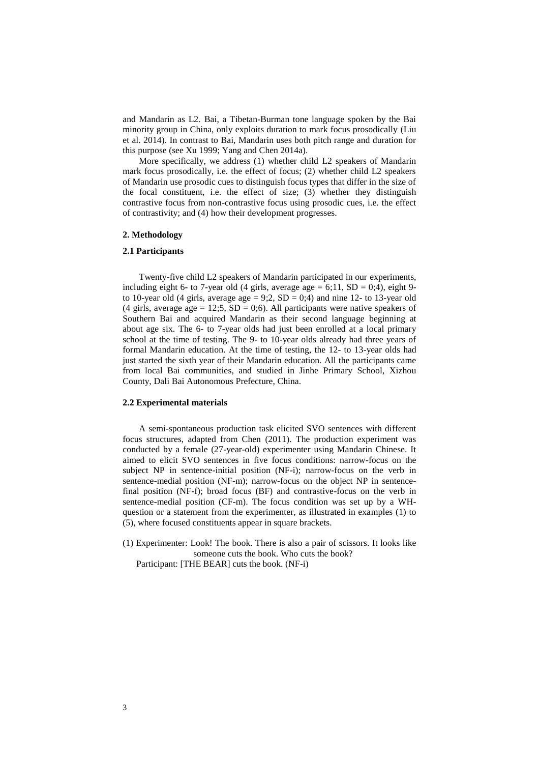and Mandarin as L2. Bai, a Tibetan-Burman tone language spoken by the Bai minority group in China, only exploits duration to mark focus prosodically (Liu et al. 2014). In contrast to Bai, Mandarin uses both pitch range and duration for this purpose (see Xu 1999; Yang and Chen 2014a).

More specifically, we address (1) whether child L2 speakers of Mandarin mark focus prosodically, i.e. the effect of focus; (2) whether child L2 speakers of Mandarin use prosodic cues to distinguish focus types that differ in the size of the focal constituent, i.e. the effect of size; (3) whether they distinguish contrastive focus from non-contrastive focus using prosodic cues, i.e. the effect of contrastivity; and (4) how their development progresses.

## 2. Methodology

### 2.1 Participants

Twenty-five child L2 speakers of Mandarin participated in our experiments, including eight 6- to 7-year old (4 girls, average age = 6;11, SD = 0;4), eight 9- to 10-year old (4 girls, average age = 9;2, SD = 0;4) and nine 12- to 13-year old (4 girls, average age = 12;5, SD = 0;6). All participants were native speakers of Southern Bai and acquired Mandarin as their second language beginning at about age six. The 6- to 7-year olds had just been enrolled at a local primary school at the time of testing. The 9- to 10-year olds already had three years of formal Mandarin education. At the time of testing, the 12- to 13-year olds had just started the sixth year of their Mandarin education. All the participants came from local Bai communities, and studied in Jinhe Primary School, Xizhou County, Dali Bai Autonomous Prefecture, China.

### 2.2 Experimental materials

A semi-spontaneous production task elicited SVO sentences with different focus structures, adapted from Chen (2011). The production experiment was conducted by a female (27-year-old) experimenter using Mandarin Chinese. It aimed to elicit SVO sentences in five focus conditions: narrow-focus on the subject NP in sentence-initial position (NF-i); narrow-focus on the verb in sentence-medial position (NF-m); narrow-focus on the object NP in sentence-final position (NF-f); broad focus (BF) and contrastive-focus on the verb in sentence-medial position (CF-m). The focus condition was set up by a WH-question or a statement from the experimenter, as illustrated in examples (1) to (5), where focused constituents appear in square brackets.

(1) Experimenter: Look! The book. There is also a pair of scissors. It looks like someone cuts the book. Who cuts the book?
    Participant: [THE BEAR] cuts the book. (NF-i)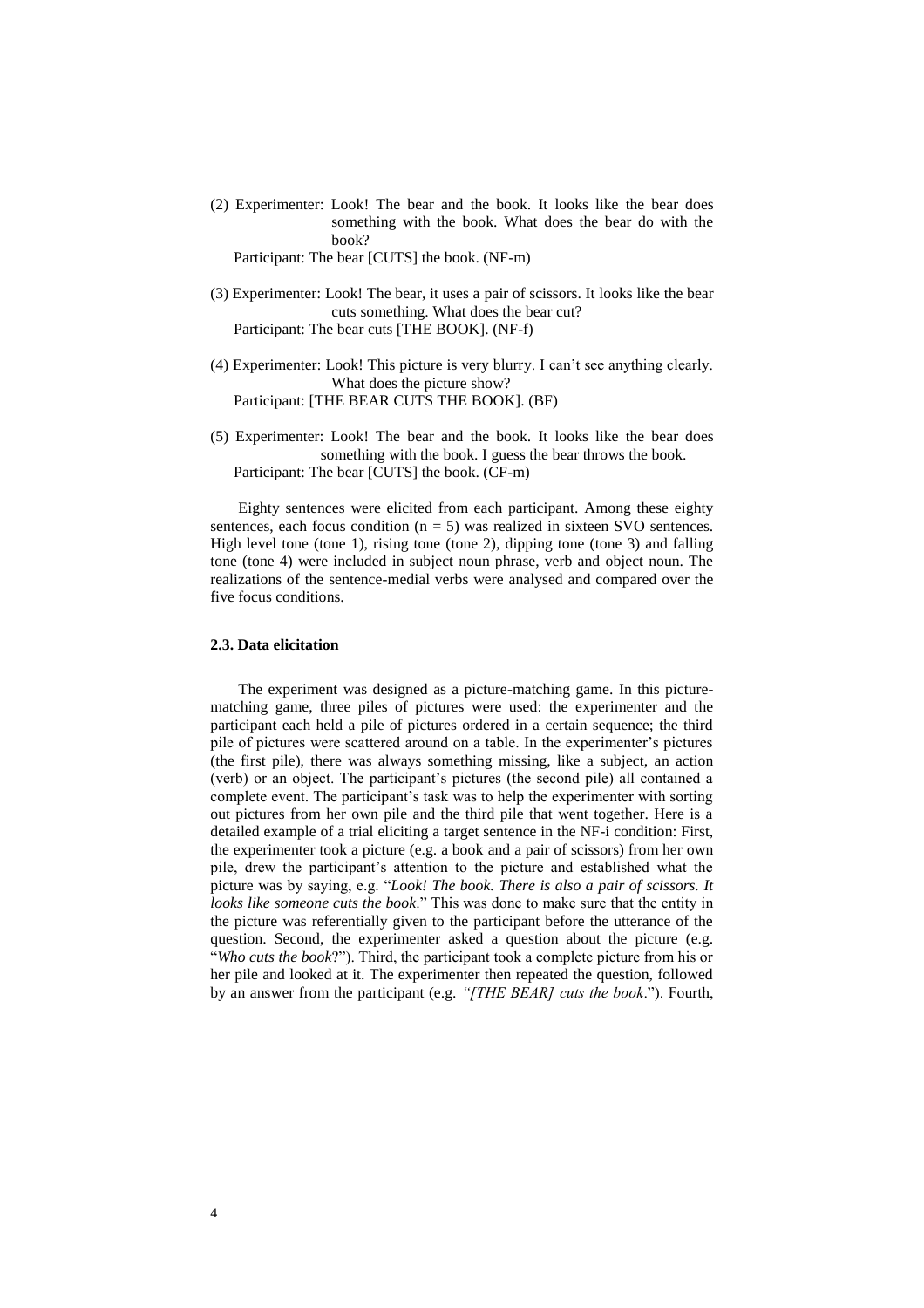(2) Experimenter: Look! The bear and the book. It looks like the bear does something with the book. What does the bear do with the book?
Participant: The bear [CUTS] the book. (NF-m)

(3) Experimenter: Look! The bear, it uses a pair of scissors. It looks like the bear cuts something. What does the bear cut?
Participant: The bear cuts [THE BOOK]. (NF-f)

(4) Experimenter: Look! This picture is very blurry. I can't see anything clearly. What does the picture show?
Participant: [THE BEAR CUTS THE BOOK]. (BF)

(5) Experimenter: Look! The bear and the book. It looks like the bear does something with the book. I guess the bear throws the book.
Participant: The bear [CUTS] the book. (CF-m)

Eighty sentences were elicited from each participant. Among these eighty sentences, each focus condition ($n = 5$) was realized in sixteen SVO sentences. High level tone (tone 1), rising tone (tone 2), dipping tone (tone 3) and falling tone (tone 4) were included in subject noun phrase, verb and object noun. The realizations of the sentence-medial verbs were analysed and compared over the five focus conditions.

### 2.3. Data elicitation

The experiment was designed as a picture-matching game. In this picture-matching game, three piles of pictures were used: the experimenter and the participant each held a pile of pictures ordered in a certain sequence; the third pile of pictures were scattered around on a table. In the experimenter's pictures (the first pile), there was always something missing, like a subject, an action (verb) or an object. The participant's pictures (the second pile) all contained a complete event. The participant's task was to help the experimenter with sorting out pictures from her own pile and the third pile that went together. Here is a detailed example of a trial eliciting a target sentence in the NF-i condition: First, the experimenter took a picture (e.g. a book and a pair of scissors) from her own pile, drew the participant's attention to the picture and established what the picture was by saying, e.g. "*Look! The book. There is also a pair of scissors. It looks like someone cuts the book*." This was done to make sure that the entity in the picture was referentially given to the participant before the utterance of the question. Second, the experimenter asked a question about the picture (e.g. "*Who cuts the book*?"). Third, the participant took a complete picture from his or her pile and looked at it. The experimenter then repeated the question, followed by an answer from the participant (e.g. *"[THE BEAR] cuts the book*."). Fourth,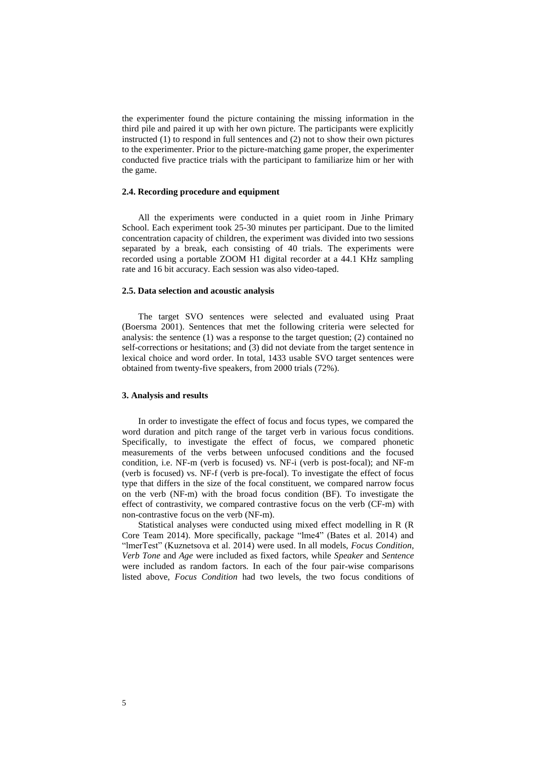the experimenter found the picture containing the missing information in the third pile and paired it up with her own picture. The participants were explicitly instructed (1) to respond in full sentences and (2) not to show their own pictures to the experimenter. Prior to the picture-matching game proper, the experimenter conducted five practice trials with the participant to familiarize him or her with the game.

### 2.4. Recording procedure and equipment

All the experiments were conducted in a quiet room in Jinhe Primary School. Each experiment took 25-30 minutes per participant. Due to the limited concentration capacity of children, the experiment was divided into two sessions separated by a break, each consisting of 40 trials. The experiments were recorded using a portable ZOOM H1 digital recorder at a 44.1 KHz sampling rate and 16 bit accuracy. Each session was also video-taped.

### 2.5. Data selection and acoustic analysis

The target SVO sentences were selected and evaluated using Praat (Boersma 2001). Sentences that met the following criteria were selected for analysis: the sentence (1) was a response to the target question; (2) contained no self-corrections or hesitations; and (3) did not deviate from the target sentence in lexical choice and word order. In total, 1433 usable SVO target sentences were obtained from twenty-five speakers, from 2000 trials (72%).

## 3. Analysis and results

In order to investigate the effect of focus and focus types, we compared the word duration and pitch range of the target verb in various focus conditions. Specifically, to investigate the effect of focus, we compared phonetic measurements of the verbs between unfocused conditions and the focused condition, i.e. NF-m (verb is focused) vs. NF-i (verb is post-focal); and NF-m (verb is focused) vs. NF-f (verb is pre-focal). To investigate the effect of focus type that differs in the size of the focal constituent, we compared narrow focus on the verb (NF-m) with the broad focus condition (BF). To investigate the effect of contrastivity, we compared contrastive focus on the verb (CF-m) with non-contrastive focus on the verb (NF-m).

Statistical analyses were conducted using mixed effect modelling in R (R Core Team 2014). More specifically, package "lme4" (Bates et al. 2014) and "lmerTest" (Kuznetsova et al. 2014) were used. In all models, *Focus Condition*, *Verb Tone* and *Age* were included as fixed factors, while *Speaker* and *Sentence* were included as random factors. In each of the four pair-wise comparisons listed above, *Focus Condition* had two levels, the two focus conditions of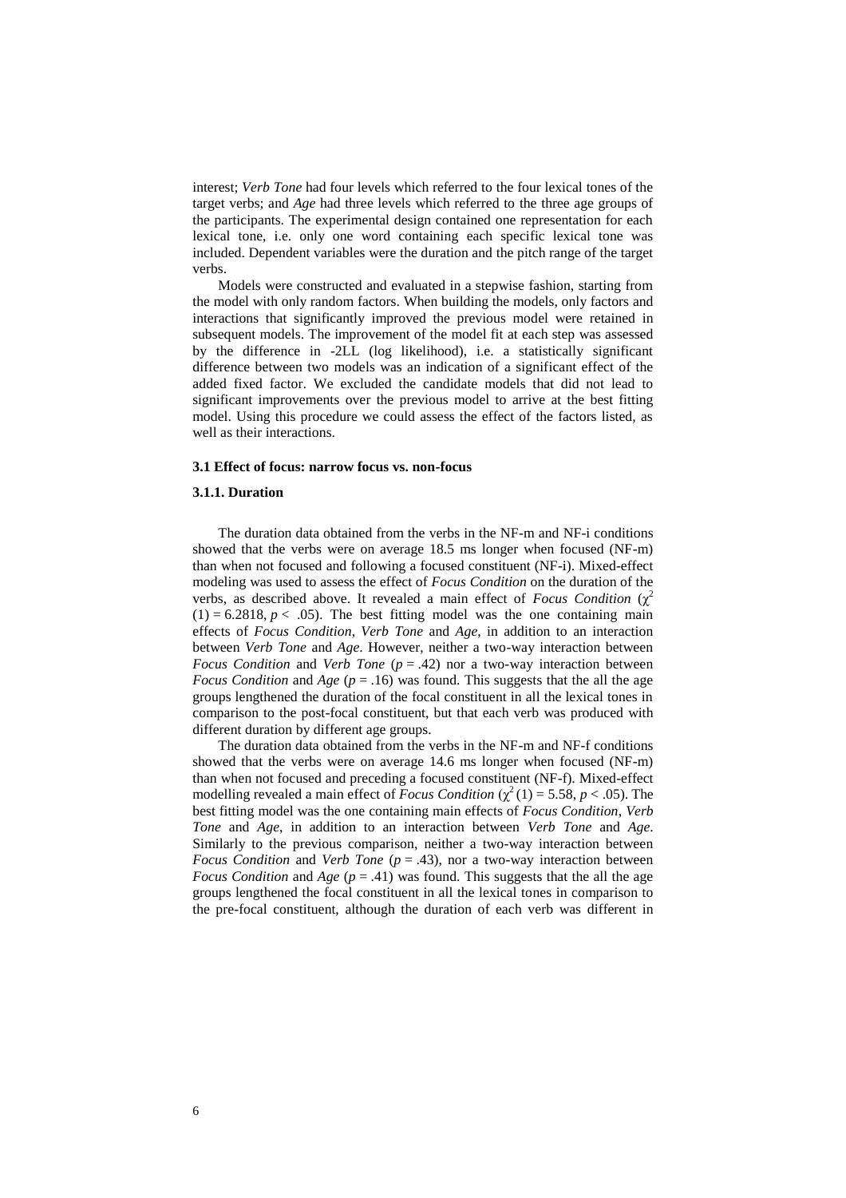interest; *Verb Tone* had four levels which referred to the four lexical tones of the target verbs; and *Age* had three levels which referred to the three age groups of the participants. The experimental design contained one representation for each lexical tone, i.e. only one word containing each specific lexical tone was included. Dependent variables were the duration and the pitch range of the target verbs.

Models were constructed and evaluated in a stepwise fashion, starting from the model with only random factors. When building the models, only factors and interactions that significantly improved the previous model were retained in subsequent models. The improvement of the model fit at each step was assessed by the difference in -2LL (log likelihood), i.e. a statistically significant difference between two models was an indication of a significant effect of the added fixed factor. We excluded the candidate models that did not lead to significant improvements over the previous model to arrive at the best fitting model. Using this procedure we could assess the effect of the factors listed, as well as their interactions.

### 3.1 Effect of focus: narrow focus vs. non-focus

#### 3.1.1. Duration

The duration data obtained from the verbs in the NF-m and NF-i conditions showed that the verbs were on average 18.5 ms longer when focused (NF-m) than when not focused and following a focused constituent (NF-i). Mixed-effect modeling was used to assess the effect of *Focus Condition* on the duration of the verbs, as described above. It revealed a main effect of *Focus Condition* ($\chi^2(1) = 6.2818$, $p < .05$). The best fitting model was the one containing main effects of *Focus Condition*, *Verb Tone* and *Age*, in addition to an interaction between *Verb Tone* and *Age*. However, neither a two-way interaction between *Focus Condition* and *Verb Tone* ($p = .42$) nor a two-way interaction between *Focus Condition* and *Age* ($p = .16$) was found. This suggests that the all the age groups lengthened the duration of the focal constituent in all the lexical tones in comparison to the post-focal constituent, but that each verb was produced with different duration by different age groups.

The duration data obtained from the verbs in the NF-m and NF-f conditions showed that the verbs were on average 14.6 ms longer when focused (NF-m) than when not focused and preceding a focused constituent (NF-f). Mixed-effect modelling revealed a main effect of *Focus Condition* ($\chi^2(1) = 5.58$, $p < .05$). The best fitting model was the one containing main effects of *Focus Condition*, *Verb Tone* and *Age*, in addition to an interaction between *Verb Tone* and *Age*. Similarly to the previous comparison, neither a two-way interaction between *Focus Condition* and *Verb Tone* ($p = .43$), nor a two-way interaction between *Focus Condition* and *Age* ($p = .41$) was found. This suggests that the all the age groups lengthened the focal constituent in all the lexical tones in comparison to the pre-focal constituent, although the duration of each verb was different in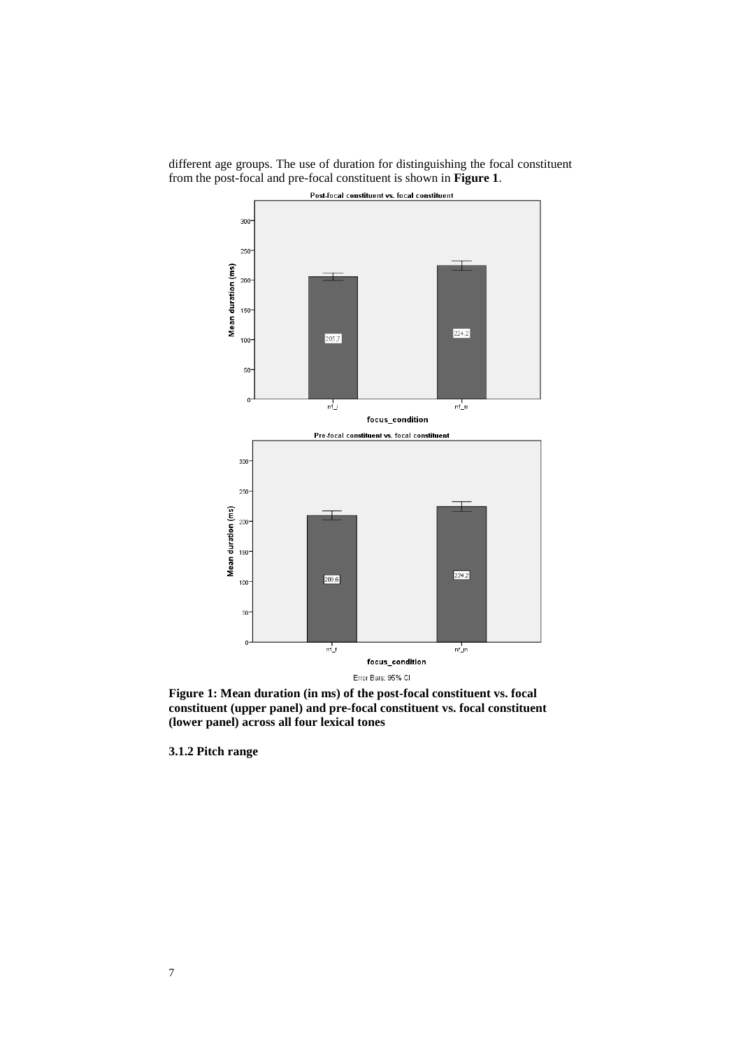different age groups. The use of duration for distinguishing the focal constituent from the post-focal and pre-focal constituent is shown in **Figure 1**.

**Figure 1: Mean duration (in ms) of the post-focal constituent vs. focal constituent (upper panel) and pre-focal constituent vs. focal constituent (lower panel) across all four lexical tones**

### 3.1.2 Pitch range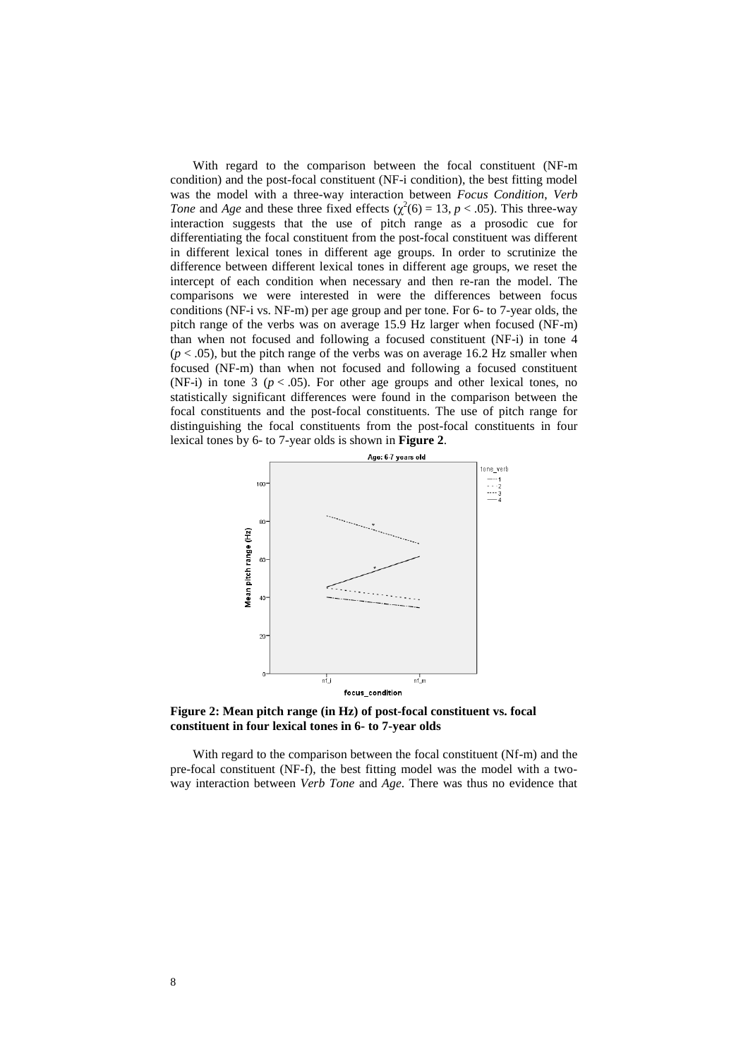With regard to the comparison between the focal constituent (NF-m condition) and the post-focal constituent (NF-i condition), the best fitting model was the model with a three-way interaction between *Focus Condition*, *Verb Tone* and *Age* and these three fixed effects ($\chi^2(6) = 13$, $p < .05$). This three-way interaction suggests that the use of pitch range as a prosodic cue for differentiating the focal constituent from the post-focal constituent was different in different lexical tones in different age groups. In order to scrutinize the difference between different lexical tones in different age groups, we reset the intercept of each condition when necessary and then re-ran the model. The comparisons we were interested in were the differences between focus conditions (NF-i vs. NF-m) per age group and per tone. For 6- to 7-year olds, the pitch range of the verbs was on average 15.9 Hz larger when focused (NF-m) than when not focused and following a focused constituent (NF-i) in tone 4 ($p < .05$), but the pitch range of the verbs was on average 16.2 Hz smaller when focused (NF-m) than when not focused and following a focused constituent (NF-i) in tone 3 ($p < .05$). For other age groups and other lexical tones, no statistically significant differences were found in the comparison between the focal constituents and the post-focal constituents. The use of pitch range for distinguishing the focal constituents from the post-focal constituents in four lexical tones by 6- to 7-year olds is shown in **Figure 2**.

**Figure 2: Mean pitch range (in Hz) of post-focal constituent vs. focal constituent in four lexical tones in 6- to 7-year olds**

With regard to the comparison between the focal constituent (Nf-m) and the pre-focal constituent (NF-f), the best fitting model was the model with a two-way interaction between *Verb Tone* and *Age*. There was thus no evidence that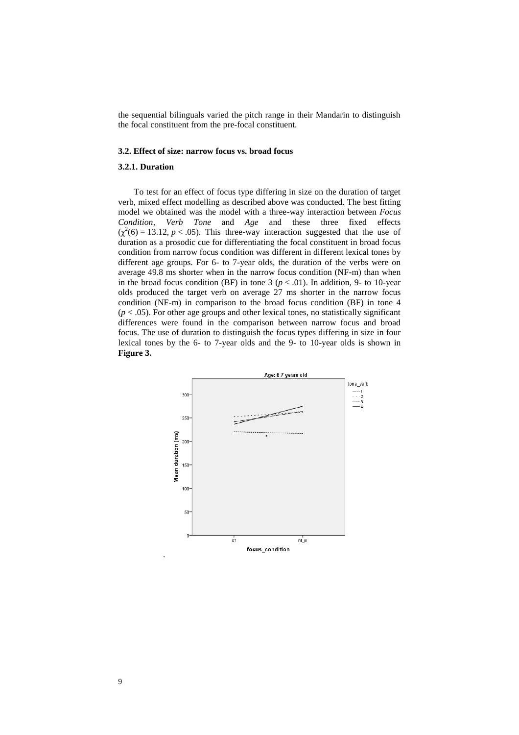the sequential bilinguals varied the pitch range in their Mandarin to distinguish the focal constituent from the pre-focal constituent.

### 3.2. Effect of size: narrow focus vs. broad focus

#### 3.2.1. Duration

To test for an effect of focus type differing in size on the duration of target verb, mixed effect modelling as described above was conducted. The best fitting model we obtained was the model with a three-way interaction between *Focus Condition*, *Verb Tone* and *Age* and these three fixed effects ($\chi^2(6) = 13.12$, $p < .05$). This three-way interaction suggested that the use of duration as a prosodic cue for differentiating the focal constituent in broad focus condition from narrow focus condition was different in different lexical tones by different age groups. For 6- to 7-year olds, the duration of the verbs were on average 49.8 ms shorter when in the narrow focus condition (NF-m) than when in the broad focus condition (BF) in tone 3 ($p < .01$). In addition, 9- to 10-year olds produced the target verb on average 27 ms shorter in the narrow focus condition (NF-m) in comparison to the broad focus condition (BF) in tone 4 ($p < .05$). For other age groups and other lexical tones, no statistically significant differences were found in the comparison between narrow focus and broad focus. The use of duration to distinguish the focus types differing in size in four lexical tones by the 6- to 7-year olds and the 9- to 10-year olds is shown in **Figure 3.**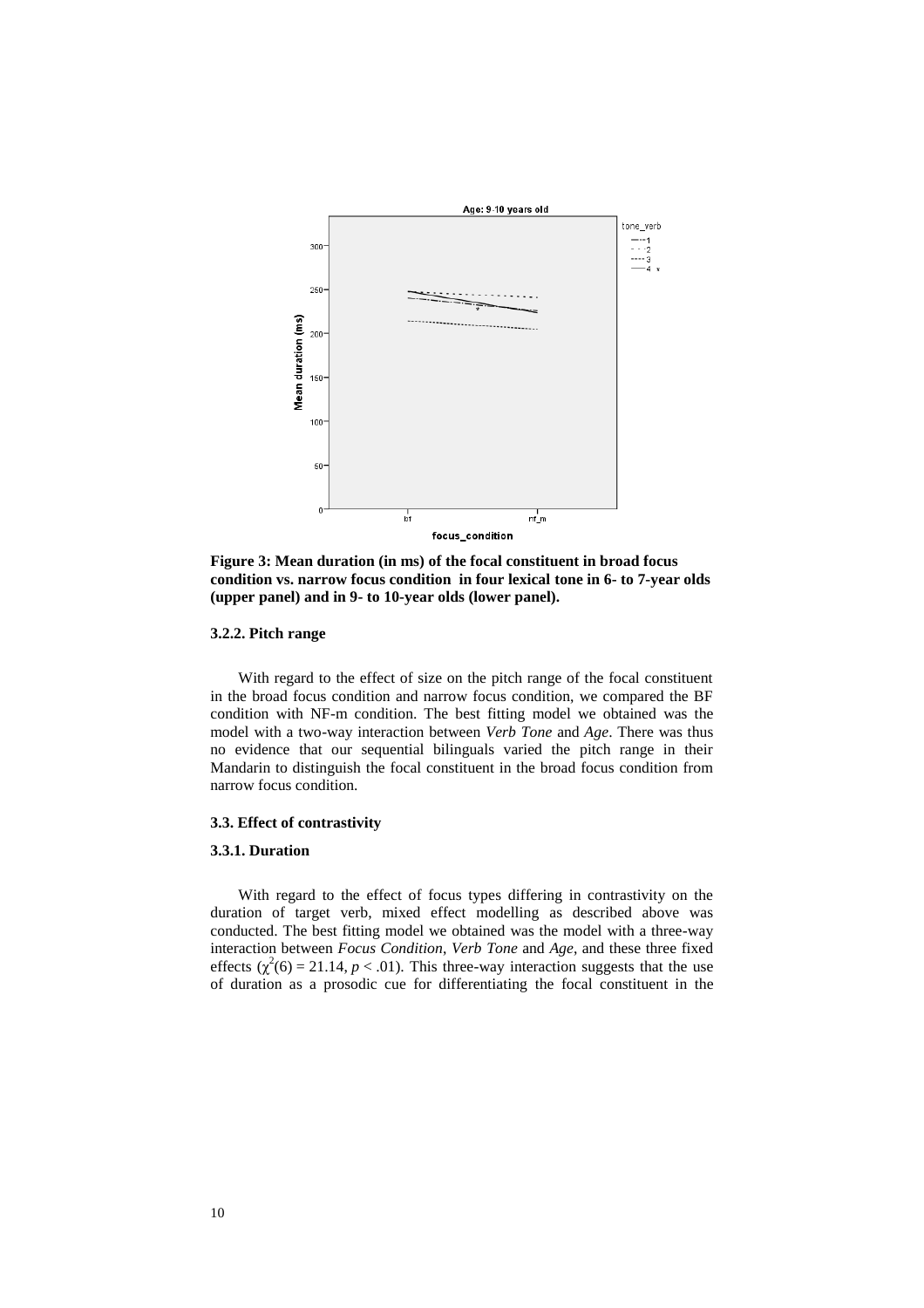**Figure 3: Mean duration (in ms) of the focal constituent in broad focus condition vs. narrow focus condition in four lexical tone in 6- to 7-year olds (upper panel) and in 9- to 10-year olds (lower panel).**

### 3.2.2. Pitch range

With regard to the effect of size on the pitch range of the focal constituent in the broad focus condition and narrow focus condition, we compared the BF condition with NF-m condition. The best fitting model we obtained was the model with a two-way interaction between *Verb Tone* and *Age*. There was thus no evidence that our sequential bilinguals varied the pitch range in their Mandarin to distinguish the focal constituent in the broad focus condition from narrow focus condition.

### 3.3. Effect of contrastivity

### 3.3.1. Duration

With regard to the effect of focus types differing in contrastivity on the duration of target verb, mixed effect modelling as described above was conducted. The best fitting model we obtained was the model with a three-way interaction between *Focus Condition*, *Verb Tone* and *Age*, and these three fixed effects ($\chi^2(6) = 21.14$, $p < .01$). This three-way interaction suggests that the use of duration as a prosodic cue for differentiating the focal constituent in the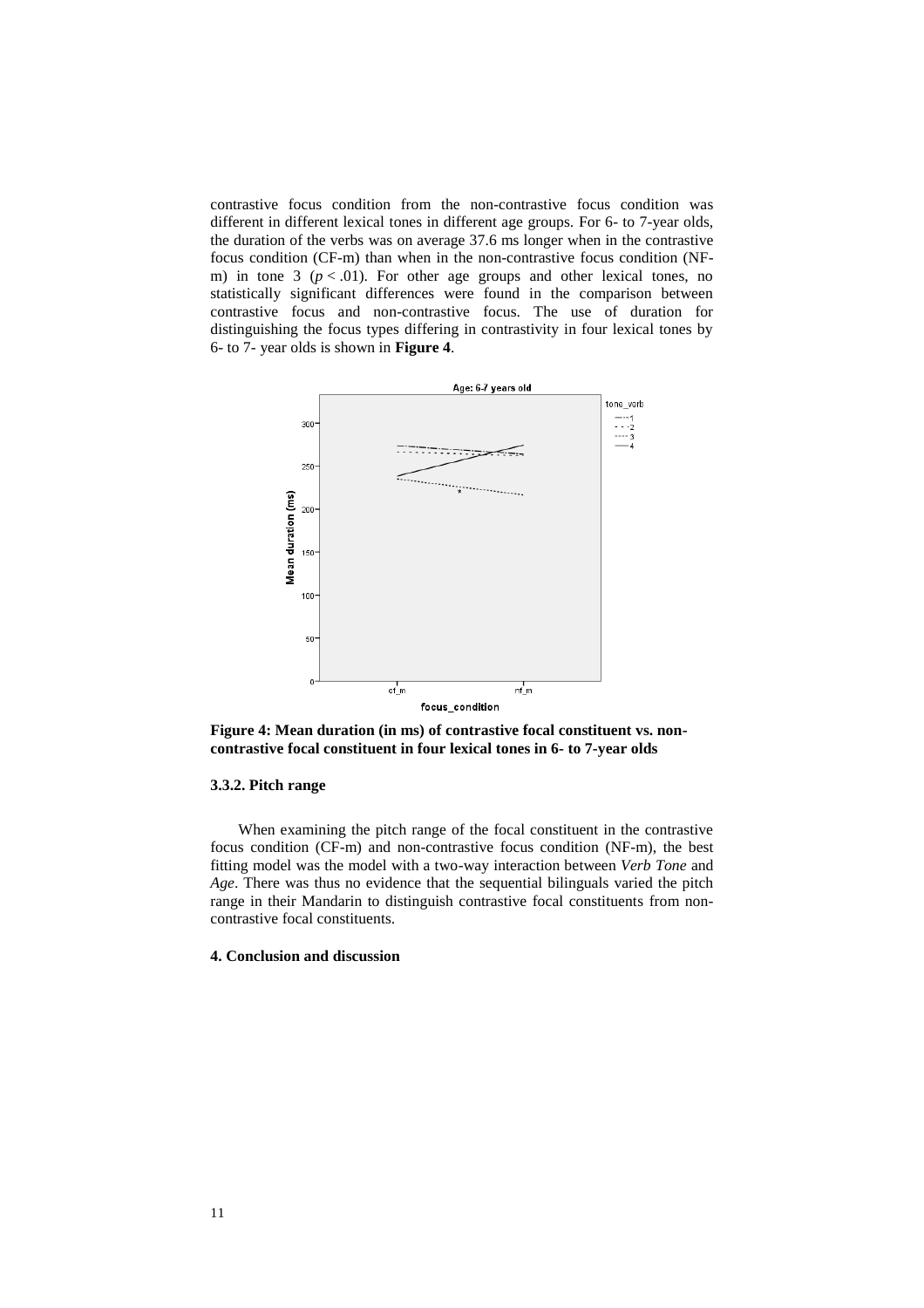contrastive focus condition from the non-contrastive focus condition was different in different lexical tones in different age groups. For 6- to 7-year olds, the duration of the verbs was on average 37.6 ms longer when in the contrastive focus condition (CF-m) than when in the non-contrastive focus condition (NF-m) in tone 3 ($p < .01$). For other age groups and other lexical tones, no statistically significant differences were found in the comparison between contrastive focus and non-contrastive focus. The use of duration for distinguishing the focus types differing in contrastivity in four lexical tones by 6- to 7- year olds is shown in **Figure 4**.

**Figure 4: Mean duration (in ms) of contrastive focal constituent vs. non-contrastive focal constituent in four lexical tones in 6- to 7-year olds**

### 3.3.2. Pitch range

When examining the pitch range of the focal constituent in the contrastive focus condition (CF-m) and non-contrastive focus condition (NF-m), the best fitting model was the model with a two-way interaction between *Verb Tone* and *Age*. There was thus no evidence that the sequential bilinguals varied the pitch range in their Mandarin to distinguish contrastive focal constituents from non-contrastive focal constituents.

## 4. Conclusion and discussion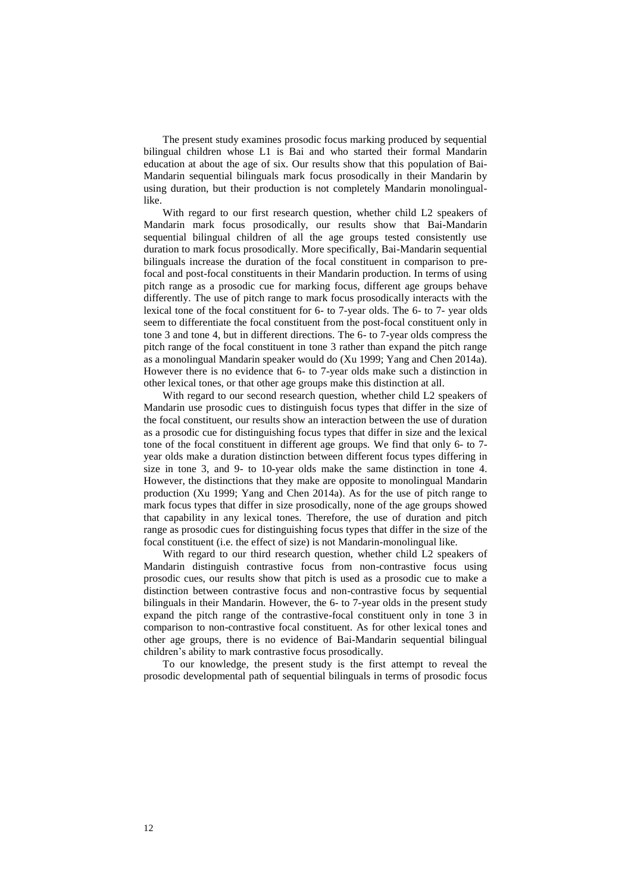The present study examines prosodic focus marking produced by sequential bilingual children whose L1 is Bai and who started their formal Mandarin education at about the age of six. Our results show that this population of Bai-Mandarin sequential bilinguals mark focus prosodically in their Mandarin by using duration, but their production is not completely Mandarin monolingual-like.

With regard to our first research question, whether child L2 speakers of Mandarin mark focus prosodically, our results show that Bai-Mandarin sequential bilingual children of all the age groups tested consistently use duration to mark focus prosodically. More specifically, Bai-Mandarin sequential bilinguals increase the duration of the focal constituent in comparison to pre-focal and post-focal constituents in their Mandarin production. In terms of using pitch range as a prosodic cue for marking focus, different age groups behave differently. The use of pitch range to mark focus prosodically interacts with the lexical tone of the focal constituent for 6- to 7-year olds. The 6- to 7- year olds seem to differentiate the focal constituent from the post-focal constituent only in tone 3 and tone 4, but in different directions. The 6- to 7-year olds compress the pitch range of the focal constituent in tone 3 rather than expand the pitch range as a monolingual Mandarin speaker would do (Xu 1999; Yang and Chen 2014a). However there is no evidence that 6- to 7-year olds make such a distinction in other lexical tones, or that other age groups make this distinction at all.

With regard to our second research question, whether child L2 speakers of Mandarin use prosodic cues to distinguish focus types that differ in the size of the focal constituent, our results show an interaction between the use of duration as a prosodic cue for distinguishing focus types that differ in size and the lexical tone of the focal constituent in different age groups. We find that only 6- to 7-year olds make a duration distinction between different focus types differing in size in tone 3, and 9- to 10-year olds make the same distinction in tone 4. However, the distinctions that they make are opposite to monolingual Mandarin production (Xu 1999; Yang and Chen 2014a). As for the use of pitch range to mark focus types that differ in size prosodically, none of the age groups showed that capability in any lexical tones. Therefore, the use of duration and pitch range as prosodic cues for distinguishing focus types that differ in the size of the focal constituent (i.e. the effect of size) is not Mandarin-monolingual like.

With regard to our third research question, whether child L2 speakers of Mandarin distinguish contrastive focus from non-contrastive focus using prosodic cues, our results show that pitch is used as a prosodic cue to make a distinction between contrastive focus and non-contrastive focus by sequential bilinguals in their Mandarin. However, the 6- to 7-year olds in the present study expand the pitch range of the contrastive-focal constituent only in tone 3 in comparison to non-contrastive focal constituent. As for other lexical tones and other age groups, there is no evidence of Bai-Mandarin sequential bilingual children's ability to mark contrastive focus prosodically.

To our knowledge, the present study is the first attempt to reveal the prosodic developmental path of sequential bilinguals in terms of prosodic focus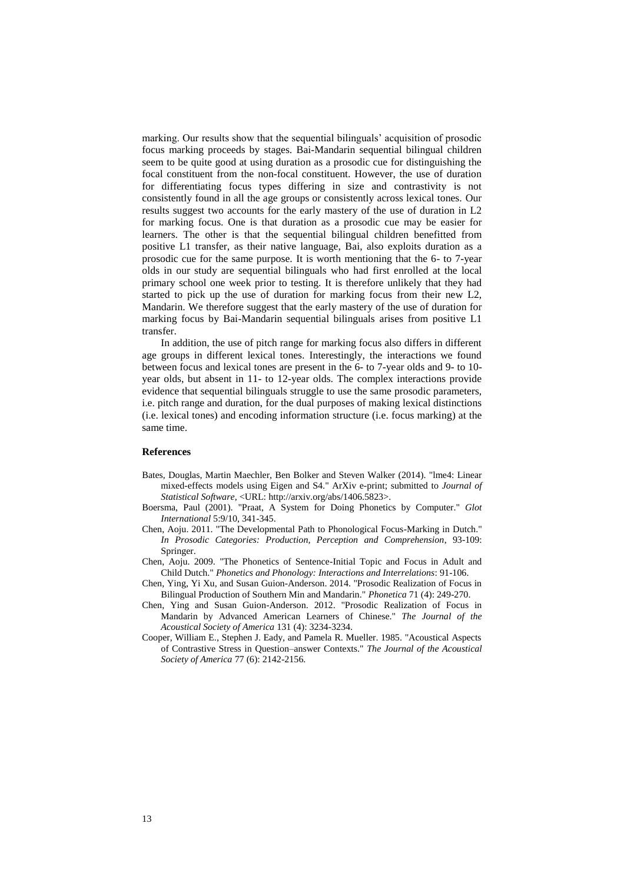marking. Our results show that the sequential bilinguals' acquisition of prosodic focus marking proceeds by stages. Bai-Mandarin sequential bilingual children seem to be quite good at using duration as a prosodic cue for distinguishing the focal constituent from the non-focal constituent. However, the use of duration for differentiating focus types differing in size and contrastivity is not consistently found in all the age groups or consistently across lexical tones. Our results suggest two accounts for the early mastery of the use of duration in L2 for marking focus. One is that duration as a prosodic cue may be easier for learners. The other is that the sequential bilingual children benefitted from positive L1 transfer, as their native language, Bai, also exploits duration as a prosodic cue for the same purpose. It is worth mentioning that the 6- to 7-year olds in our study are sequential bilinguals who had first enrolled at the local primary school one week prior to testing. It is therefore unlikely that they had started to pick up the use of duration for marking focus from their new L2, Mandarin. We therefore suggest that the early mastery of the use of duration for marking focus by Bai-Mandarin sequential bilinguals arises from positive L1 transfer.

In addition, the use of pitch range for marking focus also differs in different age groups in different lexical tones. Interestingly, the interactions we found between focus and lexical tones are present in the 6- to 7-year olds and 9- to 10-year olds, but absent in 11- to 12-year olds. The complex interactions provide evidence that sequential bilinguals struggle to use the same prosodic parameters, i.e. pitch range and duration, for the dual purposes of making lexical distinctions (i.e. lexical tones) and encoding information structure (i.e. focus marking) at the same time.

## References

Bates, Douglas, Martin Maechler, Ben Bolker and Steven Walker (2014). "lme4: Linear mixed-effects models using Eigen and S4." ArXiv e-print; submitted to *Journal of Statistical Software*, <URL: http://arxiv.org/abs/1406.5823>.

Boersma, Paul (2001). "Praat, A System for Doing Phonetics by Computer." *Glot International* 5:9/10, 341-345.

Chen, Aoju. 2011. "The Developmental Path to Phonological Focus-Marking in Dutch." *In Prosodic Categories: Production, Perception and Comprehension*, 93-109: Springer.

Chen, Aoju. 2009. "The Phonetics of Sentence-Initial Topic and Focus in Adult and Child Dutch." *Phonetics and Phonology: Interactions and Interrelations*: 91-106.

Chen, Ying, Yi Xu, and Susan Guion-Anderson. 2014. "Prosodic Realization of Focus in Bilingual Production of Southern Min and Mandarin." *Phonetica* 71 (4): 249-270.

Chen, Ying and Susan Guion-Anderson. 2012. "Prosodic Realization of Focus in Mandarin by Advanced American Learners of Chinese." *The Journal of the Acoustical Society of America* 131 (4): 3234-3234.

Cooper, William E., Stephen J. Eady, and Pamela R. Mueller. 1985. "Acoustical Aspects of Contrastive Stress in Question–answer Contexts." *The Journal of the Acoustical Society of America* 77 (6): 2142-2156.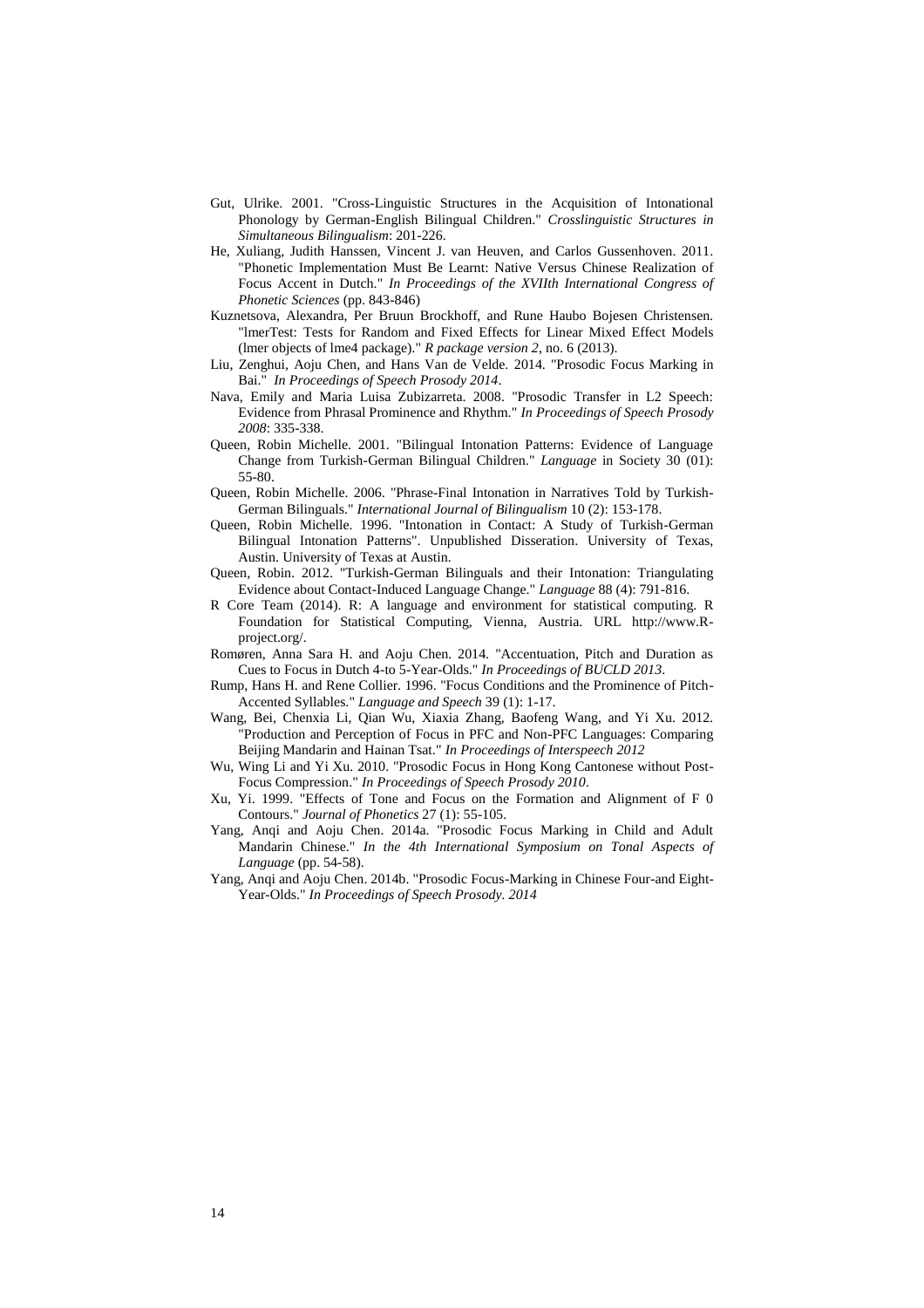Gut, Ulrike. 2001. "Cross-Linguistic Structures in the Acquisition of Intonational Phonology by German-English Bilingual Children." *Crosslinguistic Structures in Simultaneous Bilingualism*: 201-226.

He, Xuliang, Judith Hanssen, Vincent J. van Heuven, and Carlos Gussenhoven. 2011. "Phonetic Implementation Must Be Learnt: Native Versus Chinese Realization of Focus Accent in Dutch." *In Proceedings of the XVIIth International Congress of Phonetic Sciences* (pp. 843-846)

Kuznetsova, Alexandra, Per Bruun Brockhoff, and Rune Haubo Bojesen Christensen. "lmerTest: Tests for Random and Fixed Effects for Linear Mixed Effect Models (lmer objects of lme4 package)." *R package version 2*, no. 6 (2013).

Liu, Zenghui, Aoju Chen, and Hans Van de Velde. 2014. "Prosodic Focus Marking in Bai." *In Proceedings of Speech Prosody 2014*.

Nava, Emily and Maria Luisa Zubizarreta. 2008. "Prosodic Transfer in L2 Speech: Evidence from Phrasal Prominence and Rhythm." *In Proceedings of Speech Prosody 2008*: 335-338.

Queen, Robin Michelle. 2001. "Bilingual Intonation Patterns: Evidence of Language Change from Turkish-German Bilingual Children." *Language* in Society 30 (01): 55-80.

Queen, Robin Michelle. 2006. "Phrase-Final Intonation in Narratives Told by Turkish-German Bilinguals." *International Journal of Bilingualism* 10 (2): 153-178.

Queen, Robin Michelle. 1996. "Intonation in Contact: A Study of Turkish-German Bilingual Intonation Patterns". Unpublished Disseration. University of Texas, Austin. University of Texas at Austin.

Queen, Robin. 2012. "Turkish-German Bilinguals and their Intonation: Triangulating Evidence about Contact-Induced Language Change." *Language* 88 (4): 791-816.

R Core Team (2014). R: A language and environment for statistical computing. R Foundation for Statistical Computing, Vienna, Austria. URL http://www.R-project.org/.

Romøren, Anna Sara H. and Aoju Chen. 2014. "Accentuation, Pitch and Duration as Cues to Focus in Dutch 4-to 5-Year-Olds." *In Proceedings of BUCLD 2013*.

Rump, Hans H. and Rene Collier. 1996. "Focus Conditions and the Prominence of Pitch-Accented Syllables." *Language and Speech* 39 (1): 1-17.

Wang, Bei, Chenxia Li, Qian Wu, Xiaxia Zhang, Baofeng Wang, and Yi Xu. 2012. "Production and Perception of Focus in PFC and Non-PFC Languages: Comparing Beijing Mandarin and Hainan Tsat." *In Proceedings of Interspeech 2012*

Wu, Wing Li and Yi Xu. 2010. "Prosodic Focus in Hong Kong Cantonese without Post-Focus Compression." *In Proceedings of Speech Prosody 2010*.

Xu, Yi. 1999. "Effects of Tone and Focus on the Formation and Alignment of F 0 Contours." *Journal of Phonetics* 27 (1): 55-105.

Yang, Anqi and Aoju Chen. 2014a. "Prosodic Focus Marking in Child and Adult Mandarin Chinese." *In the 4th International Symposium on Tonal Aspects of Language* (pp. 54-58).

Yang, Anqi and Aoju Chen. 2014b. "Prosodic Focus-Marking in Chinese Four-and Eight-Year-Olds." *In Proceedings of Speech Prosody. 2014*